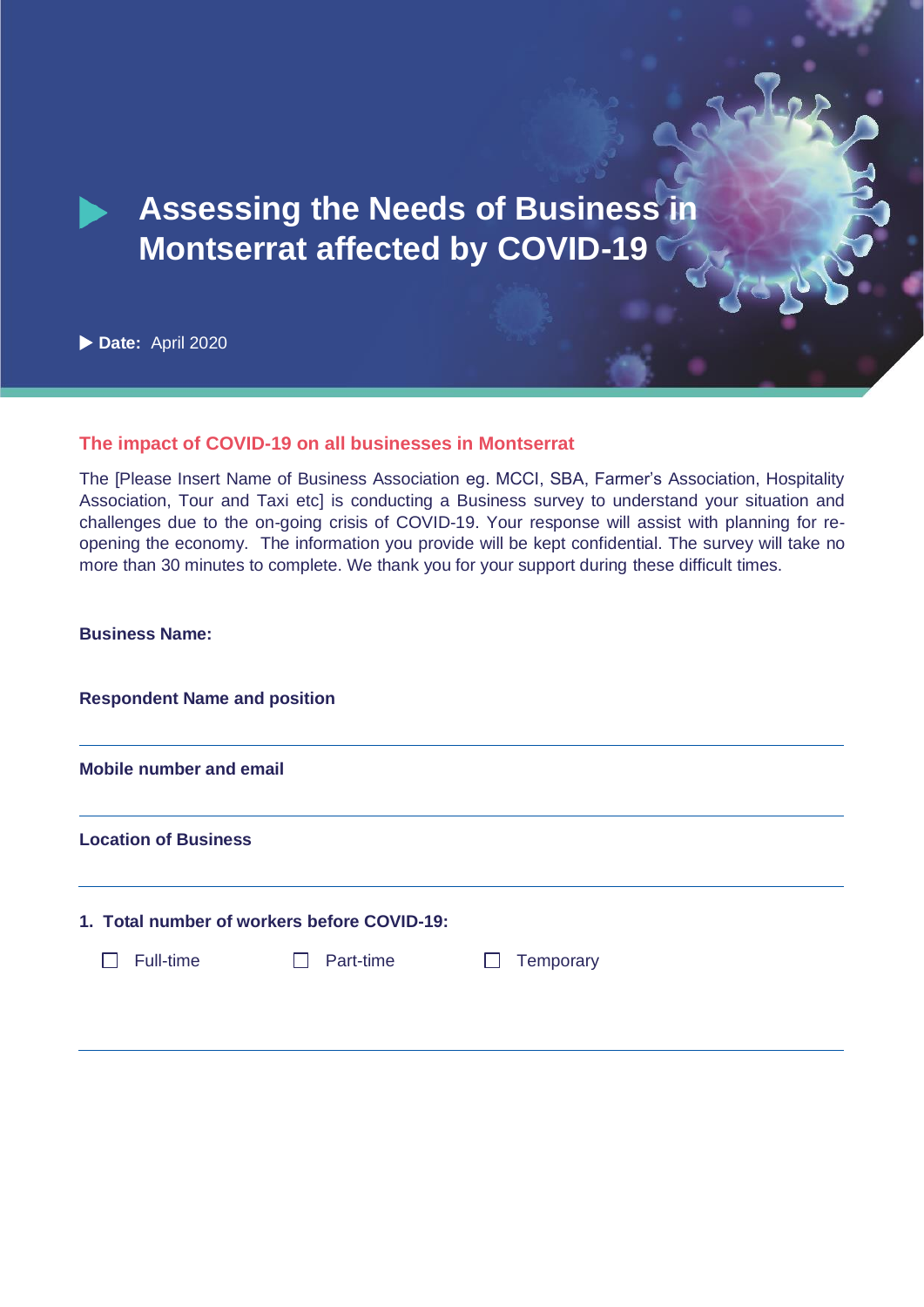# Assessing the Needs of Business in Montserrat affected by COVID-19

**Date:** April 2020

## The impact of COVID-19 on all businesses in Montserrat

The [Please Insert Name of Business Association eg. MCCI, SBA, Farmer's Association, Hospitality Association, Tour and Taxi etc] is conducting a Business survey to understand your situation and challenges due to the on-going crisis of COVID-19. Your response will assist with planning for re-opening the economy. The information you provide will be kept confidential. The survey will take no more than 30 minutes to complete. We thank you for your support during these difficult times.

**Business Name:**

**Respondent Name and position**

**Mobile number and email**

**Location of Business**

**1. Total number of workers before COVID-19:**

☐ Full-time ☐ Part-time ☐ Temporary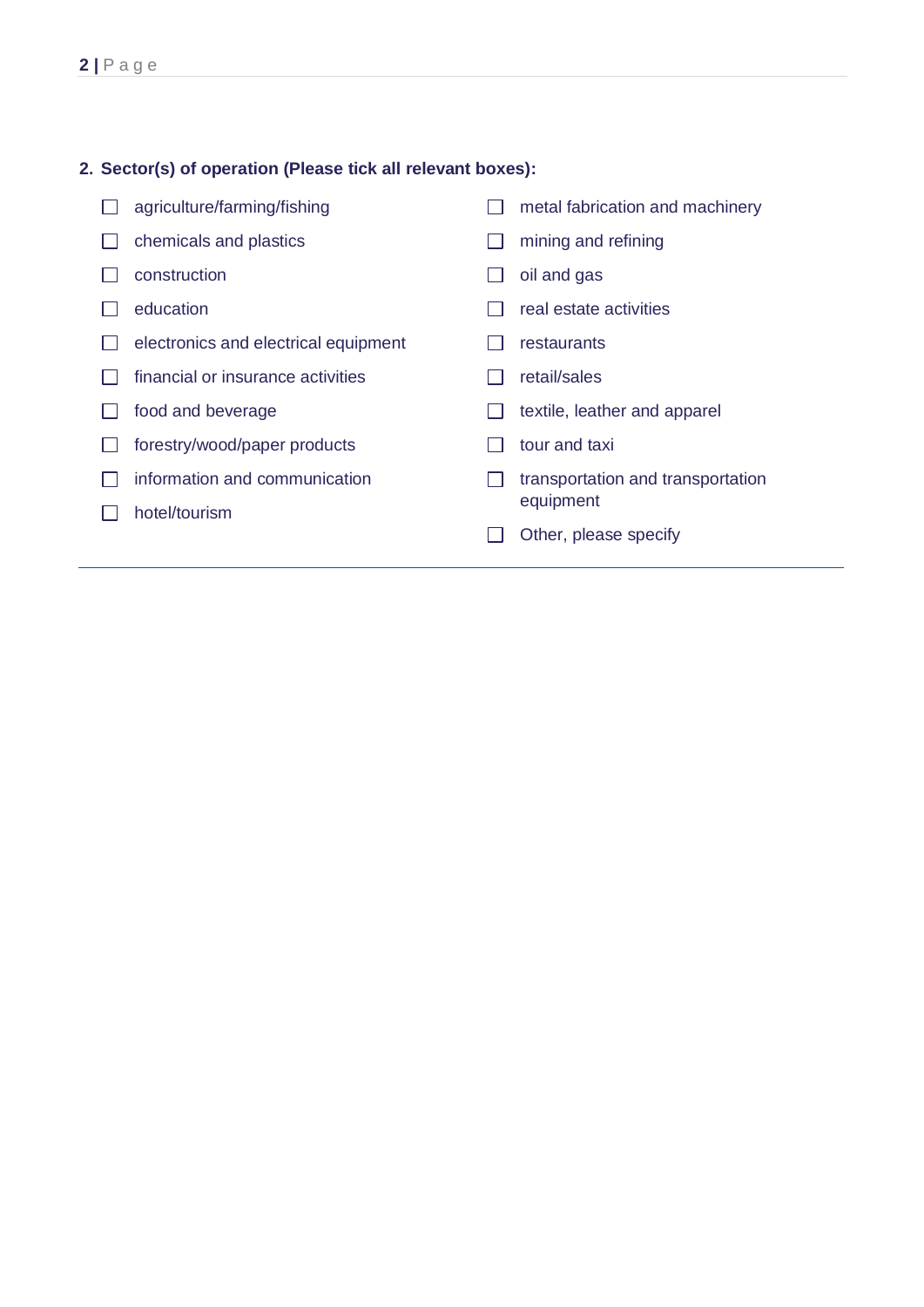**2. Sector(s) of operation (Please tick all relevant boxes):**

- ☐ agriculture/farming/fishing
- ☐ chemicals and plastics
- ☐ construction
- ☐ education
- ☐ electronics and electrical equipment
- ☐ financial or insurance activities
- ☐ food and beverage
- ☐ forestry/wood/paper products
- ☐ information and communication
- ☐ hotel/tourism
- ☐ metal fabrication and machinery
- ☐ mining and refining
- ☐ oil and gas
- ☐ real estate activities
- ☐ restaurants
- ☐ retail/sales
- ☐ textile, leather and apparel
- ☐ tour and taxi
- ☐ transportation and transportation equipment
- ☐ Other, please specify

---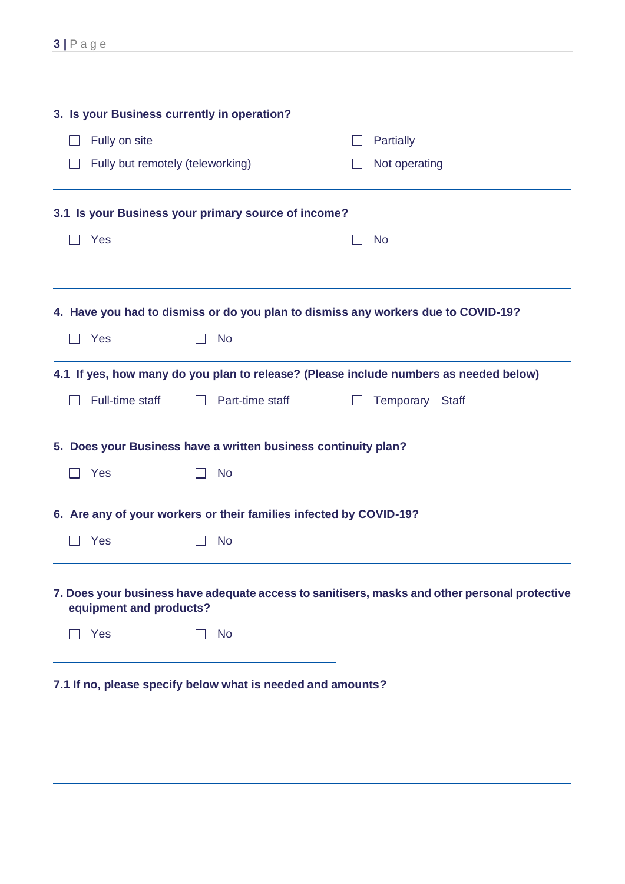**3. Is your Business currently in operation?**

- ☐ Fully on site
- ☐ Partially
- ☐ Fully but remotely (teleworking)
- ☐ Not operating

---

**3.1 Is your Business your primary source of income?**

- ☐ Yes
- ☐ No

---

**4. Have you had to dismiss or do you plan to dismiss any workers due to COVID-19?**

- ☐ Yes
- ☐ No

---

**4.1 If yes, how many do you plan to release? (Please include numbers as needed below)**

- ☐ Full-time staff
- ☐ Part-time staff
- ☐ Temporary Staff

---

**5. Does your Business have a written business continuity plan?**

- ☐ Yes
- ☐ No

**6. Are any of your workers or their families infected by COVID-19?**

- ☐ Yes
- ☐ No

---

**7. Does your business have adequate access to sanitisers, masks and other personal protective equipment and products?**

- ☐ Yes
- ☐ No

---

**7.1 If no, please specify below what is needed and amounts?**

---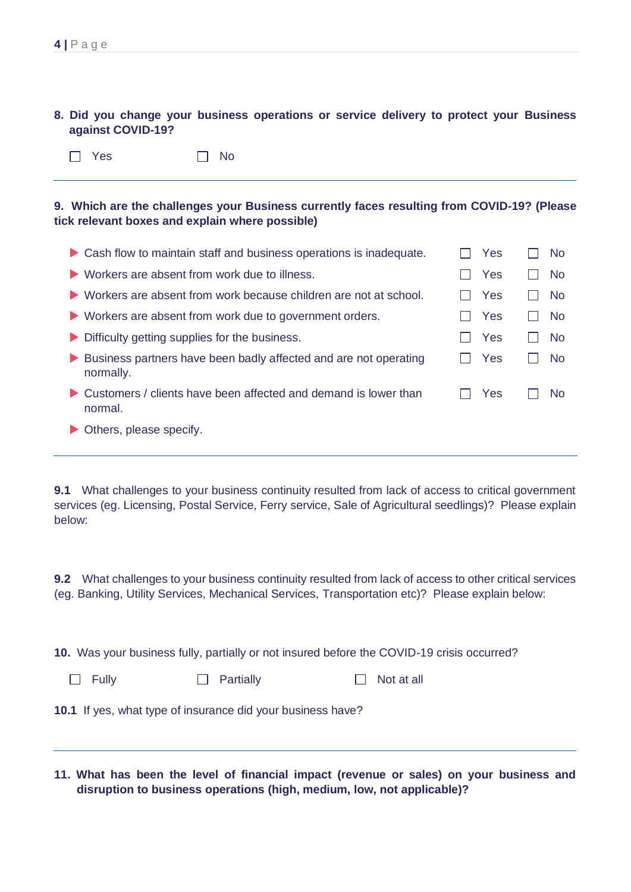**8. Did you change your business operations or service delivery to protect your Business against COVID-19?**

☐ Yes ☐ No

---

**9. Which are the challenges your Business currently faces resulting from COVID-19? (Please tick relevant boxes and explain where possible)**

| Challenge | Yes | No |
|---|---|---|
| ▶ Cash flow to maintain staff and business operations is inadequate. | ☐ Yes | ☐ No |
| ▶ Workers are absent from work due to illness. | ☐ Yes | ☐ No |
| ▶ Workers are absent from work because children are not at school. | ☐ Yes | ☐ No |
| ▶ Workers are absent from work due to government orders. | ☐ Yes | ☐ No |
| ▶ Difficulty getting supplies for the business. | ☐ Yes | ☐ No |
| ▶ Business partners have been badly affected and are not operating normally. | ☐ Yes | ☐ No |
| ▶ Customers / clients have been affected and demand is lower than normal. | ☐ Yes | ☐ No |
| ▶ Others, please specify. | | |

---

**9.1** What challenges to your business continuity resulted from lack of access to critical government services (eg. Licensing, Postal Service, Ferry service, Sale of Agricultural seedlings)? Please explain below:

**9.2** What challenges to your business continuity resulted from lack of access to other critical services (eg. Banking, Utility Services, Mechanical Services, Transportation etc)? Please explain below:

**10.** Was your business fully, partially or not insured before the COVID-19 crisis occurred?

☐ Fully ☐ Partially ☐ Not at all

**10.1** If yes, what type of insurance did your business have?

---

**11. What has been the level of financial impact (revenue or sales) on your business and disruption to business operations (high, medium, low, not applicable)?**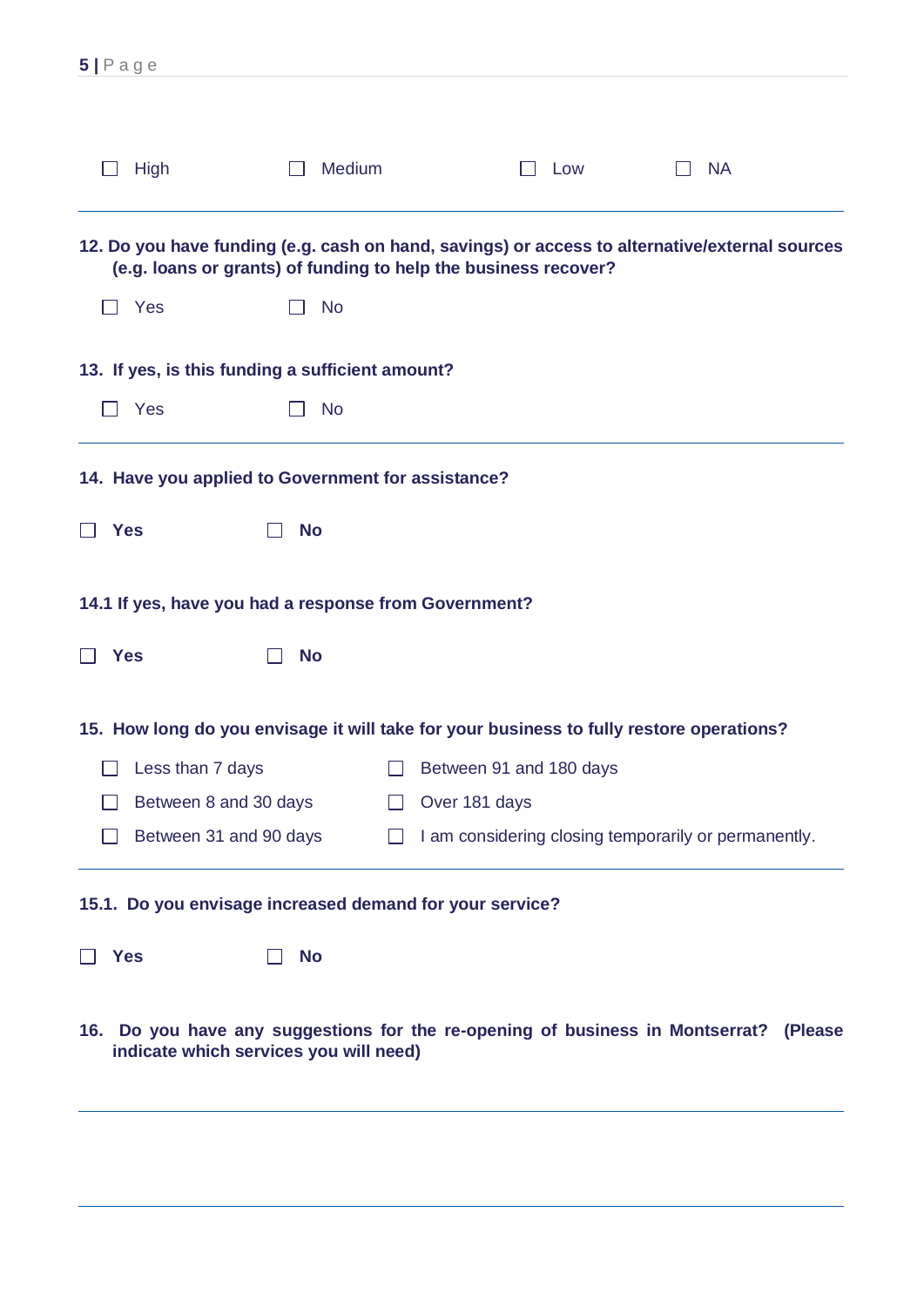☐ High ☐ Medium ☐ Low ☐ NA

---

**12. Do you have funding (e.g. cash on hand, savings) or access to alternative/external sources (e.g. loans or grants) of funding to help the business recover?**

☐ Yes ☐ No

**13. If yes, is this funding a sufficient amount?**

☐ Yes ☐ No

---

**14. Have you applied to Government for assistance?**

☐ **Yes** ☐ **No**

**14.1 If yes, have you had a response from Government?**

☐ **Yes** ☐ **No**

**15. How long do you envisage it will take for your business to fully restore operations?**

☐ Less than 7 days
☐ Between 8 and 30 days
☐ Between 31 and 90 days
☐ Between 91 and 180 days
☐ Over 181 days
☐ I am considering closing temporarily or permanently.

---

**15.1. Do you envisage increased demand for your service?**

☐ **Yes** ☐ **No**

**16. Do you have any suggestions for the re-opening of business in Montserrat? (Please indicate which services you will need)**

---

---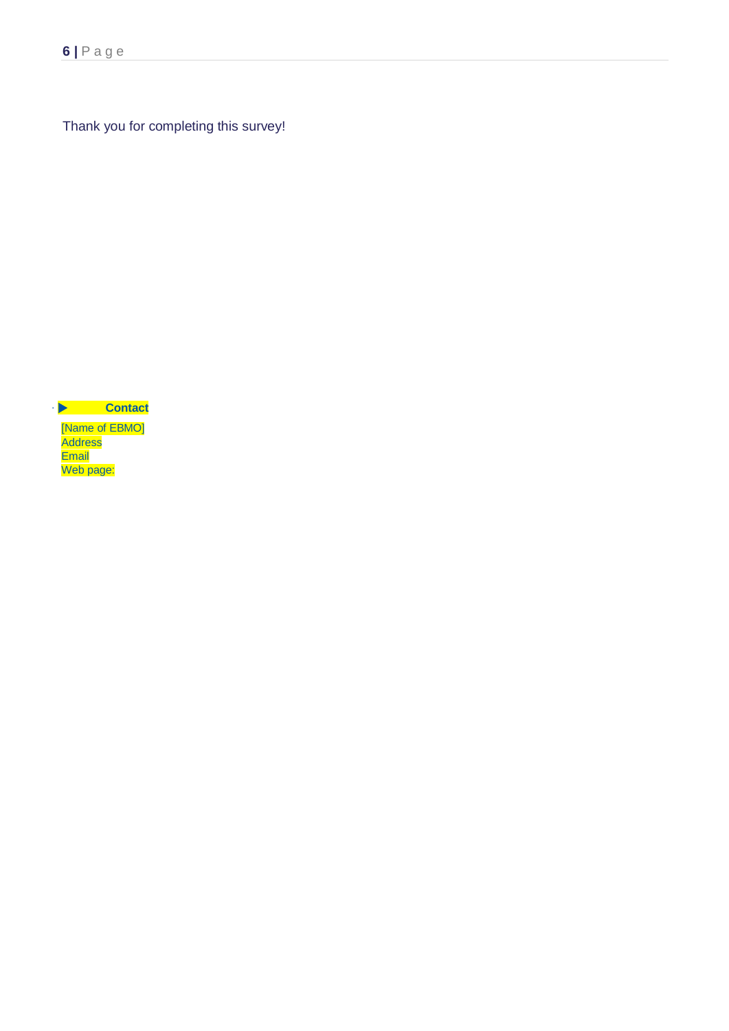Thank you for completing this survey!

▶ **Contact**

[Name of EBMO]
Address
Email
Web page: